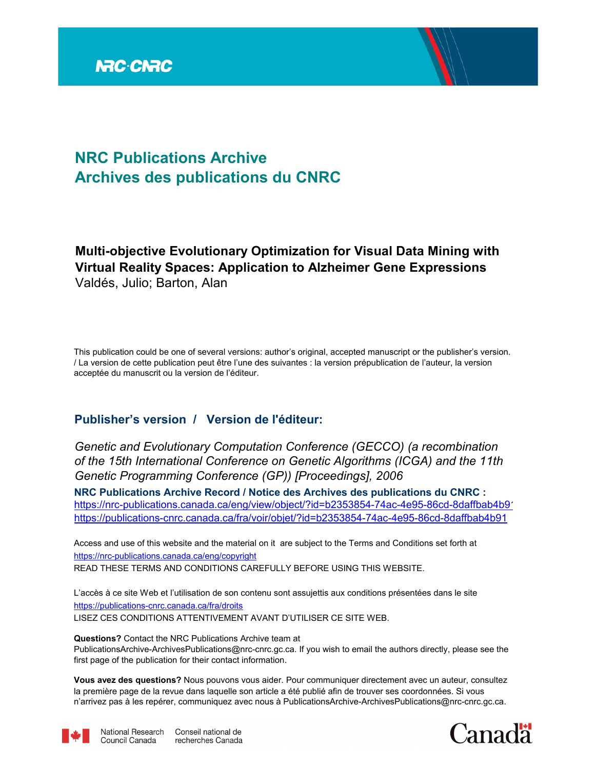NRC·CNRC

# NRC Publications Archive
# Archives des publications du CNRC

**Multi-objective Evolutionary Optimization for Visual Data Mining with Virtual Reality Spaces: Application to Alzheimer Gene Expressions**
Valdés, Julio; Barton, Alan

This publication could be one of several versions: author's original, accepted manuscript or the publisher's version. / La version de cette publication peut être l'une des suivantes : la version prépublication de l'auteur, la version acceptée du manuscrit ou la version de l'éditeur.

## Publisher's version / Version de l'éditeur:

*Genetic and Evolutionary Computation Conference (GECCO) (a recombination of the 15th International Conference on Genetic Algorithms (ICGA) and the 11th Genetic Programming Conference (GP)) [Proceedings], 2006*

**NRC Publications Archive Record / Notice des Archives des publications du CNRC :**
https://nrc-publications.canada.ca/eng/view/object/?id=b2353854-74ac-4e95-86cd-8daffbab4b91
https://publications-cnrc.canada.ca/fra/voir/objet/?id=b2353854-74ac-4e95-86cd-8daffbab4b91

Access and use of this website and the material on it are subject to the Terms and Conditions set forth at
https://nrc-publications.canada.ca/eng/copyright
READ THESE TERMS AND CONDITIONS CAREFULLY BEFORE USING THIS WEBSITE.

L'accès à ce site Web et l'utilisation de son contenu sont assujettis aux conditions présentées dans le site
https://publications-cnrc.canada.ca/fra/droits
LISEZ CES CONDITIONS ATTENTIVEMENT AVANT D'UTILISER CE SITE WEB.

**Questions?** Contact the NRC Publications Archive team at
PublicationsArchive-ArchivesPublications@nrc-cnrc.gc.ca. If you wish to email the authors directly, please see the first page of the publication for their contact information.

**Vous avez des questions?** Nous pouvons vous aider. Pour communiquer directement avec un auteur, consultez la première page de la revue dans laquelle son article a été publié afin de trouver ses coordonnées. Si vous n'arrivez pas à les repérer, communiquez avec nous à PublicationsArchive-ArchivesPublications@nrc-cnrc.gc.ca.

National Research Council Canada — Conseil national de recherches Canada

Canada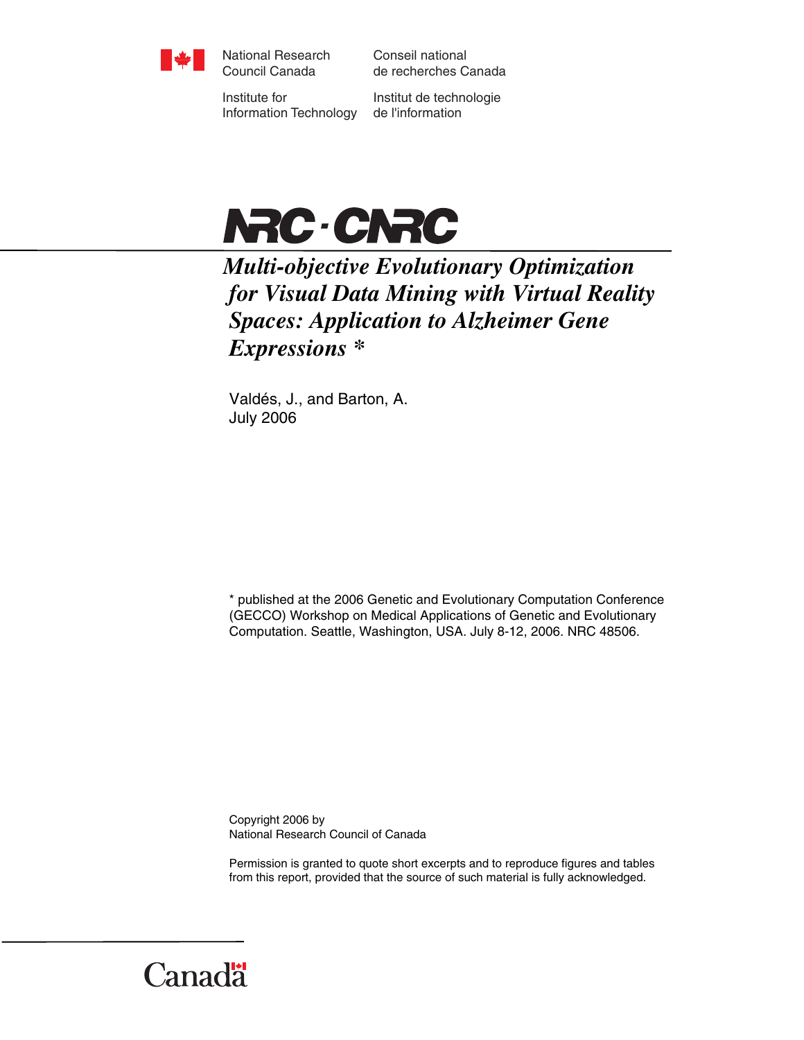National Research Council Canada

Conseil national de recherches Canada

Institute for Information Technology

Institut de technologie de l'information

NRC·CNRC

# *Multi-objective Evolutionary Optimization for Visual Data Mining with Virtual Reality Spaces: Application to Alzheimer Gene Expressions* *

Valdés, J., and Barton, A.
July 2006

* published at the 2006 Genetic and Evolutionary Computation Conference (GECCO) Workshop on Medical Applications of Genetic and Evolutionary Computation. Seattle, Washington, USA. July 8-12, 2006. NRC 48506.

Copyright 2006 by
National Research Council of Canada

Permission is granted to quote short excerpts and to reproduce figures and tables from this report, provided that the source of such material is fully acknowledged.

Canada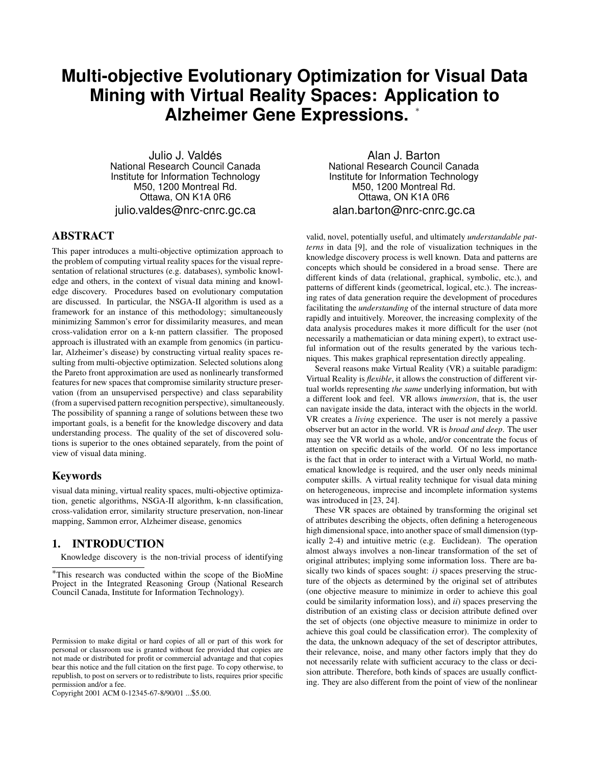# Multi-objective Evolutionary Optimization for Visual Data Mining with Virtual Reality Spaces: Application to Alzheimer Gene Expressions. [*]

Julio J. Valdés
National Research Council Canada
Institute for Information Technology
M50, 1200 Montreal Rd.
Ottawa, ON K1A 0R6
julio.valdes@nrc-cnrc.gc.ca

Alan J. Barton
National Research Council Canada
Institute for Information Technology
M50, 1200 Montreal Rd.
Ottawa, ON K1A 0R6
alan.barton@nrc-cnrc.gc.ca

## ABSTRACT

This paper introduces a multi-objective optimization approach to the problem of computing virtual reality spaces for the visual representation of relational structures (e.g. databases), symbolic knowledge and others, in the context of visual data mining and knowledge discovery. Procedures based on evolutionary computation are discussed. In particular, the NSGA-II algorithm is used as a framework for an instance of this methodology; simultaneously minimizing Sammon's error for dissimilarity measures, and mean cross-validation error on a k-nn pattern classifier. The proposed approach is illustrated with an example from genomics (in particular, Alzheimer's disease) by constructing virtual reality spaces resulting from multi-objective optimization. Selected solutions along the Pareto front approximation are used as nonlinearly transformed features for new spaces that compromise similarity structure preservation (from an unsupervised perspective) and class separability (from a supervised pattern recognition perspective), simultaneously. The possibility of spanning a range of solutions between these two important goals, is a benefit for the knowledge discovery and data understanding process. The quality of the set of discovered solutions is superior to the ones obtained separately, from the point of view of visual data mining.

## Keywords

visual data mining, virtual reality spaces, multi-objective optimization, genetic algorithms, NSGA-II algorithm, k-nn classification, cross-validation error, similarity structure preservation, non-linear mapping, Sammon error, Alzheimer disease, genomics

## 1. INTRODUCTION

Knowledge discovery is the non-trivial process of identifying valid, novel, potentially useful, and ultimately *understandable patterns* in data [9], and the role of visualization techniques in the knowledge discovery process is well known. Data and patterns are concepts which should be considered in a broad sense. There are different kinds of data (relational, graphical, symbolic, etc.), and patterns of different kinds (geometrical, logical, etc.). The increasing rates of data generation require the development of procedures facilitating the *understanding* of the internal structure of data more rapidly and intuitively. Moreover, the increasing complexity of the data analysis procedures makes it more difficult for the user (not necessarily a mathematician or data mining expert), to extract useful information out of the results generated by the various techniques. This makes graphical representation directly appealing.

Several reasons make Virtual Reality (VR) a suitable paradigm: Virtual Reality is *flexible*, it allows the construction of different virtual worlds representing *the same* underlying information, but with a different look and feel. VR allows *immersion*, that is, the user can navigate inside the data, interact with the objects in the world. VR creates a *living* experience. The user is not merely a passive observer but an actor in the world. VR is *broad and deep*. The user may see the VR world as a whole, and/or concentrate the focus of attention on specific details of the world. Of no less importance is the fact that in order to interact with a Virtual World, no mathematical knowledge is required, and the user only needs minimal computer skills. A virtual reality technique for visual data mining on heterogeneous, imprecise and incomplete information systems was introduced in [23, 24].

These VR spaces are obtained by transforming the original set of attributes describing the objects, often defining a heterogeneous high dimensional space, into another space of small dimension (typically 2-4) and intuitive metric (e.g. Euclidean). The operation almost always involves a non-linear transformation of the set of original attributes; implying some information loss. There are basically two kinds of spaces sought: *i)* spaces preserving the structure of the objects as determined by the original set of attributes (one objective measure to minimize in order to achieve this goal could be similarity information loss), and *ii)* spaces preserving the distribution of an existing class or decision attribute defined over the set of objects (one objective measure to minimize in order to achieve this goal could be classification error). The complexity of the data, the unknown adequacy of the set of descriptor attributes, their relevance, noise, and many other factors imply that they do not necessarily relate with sufficient accuracy to the class or decision attribute. Therefore, both kinds of spaces are usually conflicting. They are also different from the point of view of the nonlinear

[*]This research was conducted within the scope of the BioMine Project in the Integrated Reasoning Group (National Research Council Canada, Institute for Information Technology).

Permission to make digital or hard copies of all or part of this work for personal or classroom use is granted without fee provided that copies are not made or distributed for profit or commercial advantage and that copies bear this notice and the full citation on the first page. To copy otherwise, to republish, to post on servers or to redistribute to lists, requires prior specific permission and/or a fee.
Copyright 2001 ACM 0-12345-67-8/90/01 ...$5.00.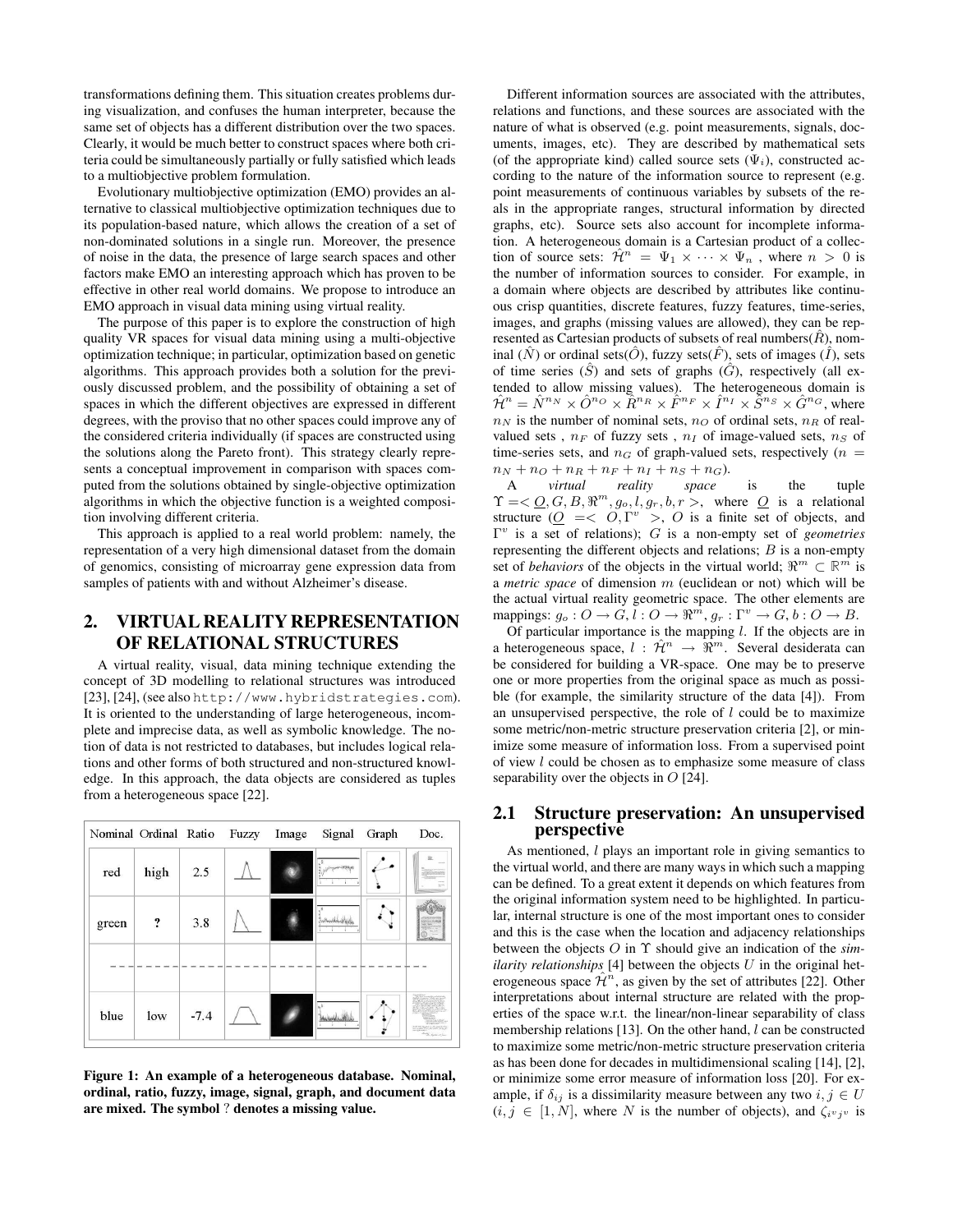transformations defining them. This situation creates problems during visualization, and confuses the human interpreter, because the same set of objects has a different distribution over the two spaces. Clearly, it would be much better to construct spaces where both criteria could be simultaneously partially or fully satisfied which leads to a multiobjective problem formulation.

Evolutionary multiobjective optimization (EMO) provides an alternative to classical multiobjective optimization techniques due to its population-based nature, which allows the creation of a set of non-dominated solutions in a single run. Moreover, the presence of noise in the data, the presence of large search spaces and other factors make EMO an interesting approach which has proven to be effective in other real world domains. We propose to introduce an EMO approach in visual data mining using virtual reality.

The purpose of this paper is to explore the construction of high quality VR spaces for visual data mining using a multi-objective optimization technique; in particular, optimization based on genetic algorithms. This approach provides both a solution for the previously discussed problem, and the possibility of obtaining a set of spaces in which the different objectives are expressed in different degrees, with the proviso that no other spaces could improve any of the considered criteria individually (if spaces are constructed using the solutions along the Pareto front). This strategy clearly represents a conceptual improvement in comparison with spaces computed from the solutions obtained by single-objective optimization algorithms in which the objective function is a weighted composition involving different criteria.

This approach is applied to a real world problem: namely, the representation of a very high dimensional dataset from the domain of genomics, consisting of microarray gene expression data from samples of patients with and without Alzheimer's disease.

## 2. VIRTUAL REALITY REPRESENTATION OF RELATIONAL STRUCTURES

A virtual reality, visual, data mining technique extending the concept of 3D modelling to relational structures was introduced [23], [24], (see also `http://www.hybridstrategies.com`). It is oriented to the understanding of large heterogeneous, incomplete and imprecise data, as well as symbolic knowledge. The notion of data is not restricted to databases, but includes logical relations and other forms of both structured and non-structured knowledge. In this approach, the data objects are considered as tuples from a heterogeneous space [22].

| Nominal | Ordinal | Ratio | Fuzzy | Image | Signal | Graph | Doc. |
|---|---|---|---|---|---|---|---|
| red | high | 2.5 | | | | | |
| green | ? | 3.8 | | | | | |
| | | | | | | | |
| blue | low | -7.4 | | | | | |

**Figure 1: An example of a heterogeneous database. Nominal, ordinal, ratio, fuzzy, image, signal, graph, and document data are mixed. The symbol ? denotes a missing value.**

Different information sources are associated with the attributes, relations and functions, and these sources are associated with the nature of what is observed (e.g. point measurements, signals, documents, images, etc). They are described by mathematical sets (of the appropriate kind) called source sets ($\Psi_i$), constructed according to the nature of the information source to represent (e.g. point measurements of continuous variables by subsets of the reals in the appropriate ranges, structural information by directed graphs, etc). Source sets also account for incomplete information. A heterogeneous domain is a Cartesian product of a collection of source sets: $\hat{\mathcal{H}}^n = \Psi_1 \times \cdots \times \Psi_n$ , where $n > 0$ is the number of information sources to consider. For example, in a domain where objects are described by attributes like continuous crisp quantities, discrete features, fuzzy features, time-series, images, and graphs (missing values are allowed), they can be represented as Cartesian products of subsets of real numbers($\hat{R}$), nominal ($\hat{N}$) or ordinal sets($\hat{O}$), fuzzy sets($\hat{F}$), sets of images ($\hat{I}$), sets of time series ($\hat{S}$) and sets of graphs ($\hat{G}$), respectively (all extended to allow missing values). The heterogeneous domain is $\hat{\mathcal{H}}^n = \hat{N}^{n_N} \times \hat{O}^{n_O} \times \hat{R}^{n_R} \times \hat{F}^{n_F} \times \hat{I}^{n_I} \times \hat{S}^{n_S} \times \hat{G}^{n_G}$, where $n_N$ is the number of nominal sets, $n_O$ of ordinal sets, $n_R$ of real-valued sets , $n_F$ of fuzzy sets , $n_I$ of image-valued sets, $n_S$ of time-series sets, and $n_G$ of graph-valued sets, respectively ($n = n_N + n_O + n_R + n_F + n_I + n_S + n_G$).

A *virtual reality space* is the tuple $\Upsilon =< \underline{O}, G, B, \Re^m, g_o, l, g_r, b, r >$, where $\underline{O}$ is a relational structure ($\underline{O} =< O, \Gamma^v >$, $O$ is a finite set of objects, and $\Gamma^v$ is a set of relations); $G$ is a non-empty set of *geometries* representing the different objects and relations; $B$ is a non-empty set of *behaviors* of the objects in the virtual world; $\Re^m \subset \mathbb{R}^m$ is a *metric space* of dimension $m$ (euclidean or not) which will be the actual virtual reality geometric space. The other elements are mappings: $g_o : O \to G, l : O \to \Re^m, g_r : \Gamma^v \to G, b : O \to B$.

Of particular importance is the mapping $l$. If the objects are in a heterogeneous space, $l : \hat{\mathcal{H}}^n \to \Re^m$. Several desiderata can be considered for building a VR-space. One may be to preserve one or more properties from the original space as much as possible (for example, the similarity structure of the data [4]). From an unsupervised perspective, the role of $l$ could be to maximize some metric/non-metric structure preservation criteria [2], or minimize some measure of information loss. From a supervised point of view $l$ could be chosen as to emphasize some measure of class separability over the objects in $O$ [24].

### 2.1 Structure preservation: An unsupervised perspective

As mentioned, $l$ plays an important role in giving semantics to the virtual world, and there are many ways in which such a mapping can be defined. To a great extent it depends on which features from the original information system need to be highlighted. In particular, internal structure is one of the most important ones to consider and this is the case when the location and adjacency relationships between the objects $O$ in $\Upsilon$ should give an indication of the *similarity relationships* [4] between the objects $U$ in the original heterogeneous space $\hat{\mathcal{H}}^n$, as given by the set of attributes [22]. Other interpretations about internal structure are related with the properties of the space w.r.t. the linear/non-linear separability of class membership relations [13]. On the other hand, $l$ can be constructed to maximize some metric/non-metric structure preservation criteria as has been done for decades in multidimensional scaling [14], [2], or minimize some error measure of information loss [20]. For example, if $\delta_{ij}$ is a dissimilarity measure between any two $i, j \in U$ ($i, j \in [1, N]$, where $N$ is the number of objects), and $\zeta_{i^v j^v}$ is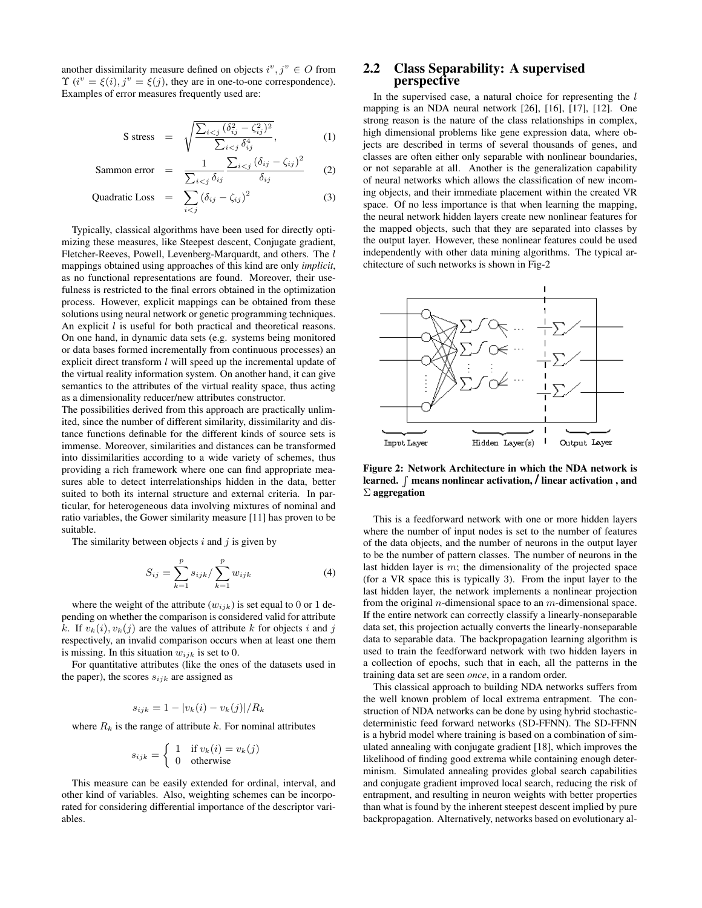another dissimilarity measure defined on objects $i^v, j^v \in O$ from $\Upsilon$ ($i^v = \xi(i), j^v = \xi(j)$, they are in one-to-one correspondence). Examples of error measures frequently used are:

$$\text{S stress} = \sqrt{\frac{\sum_{i<j}(\delta_{ij}^2 - \zeta_{ij}^2)^2}{\sum_{i<j}\delta_{ij}^4}}, \quad (1)$$

$$\text{Sammon error} = \frac{1}{\sum_{i<j}\delta_{ij}} \frac{\sum_{i<j}(\delta_{ij} - \zeta_{ij})^2}{\delta_{ij}} \quad (2)$$

$$\text{Quadratic Loss} = \sum_{i<j}(\delta_{ij} - \zeta_{ij})^2 \quad (3)$$

Typically, classical algorithms have been used for directly optimizing these measures, like Steepest descent, Conjugate gradient, Fletcher-Reeves, Powell, Levenberg-Marquardt, and others. The $l$ mappings obtained using approaches of this kind are only *implicit*, as no functional representations are found. Moreover, their usefulness is restricted to the final errors obtained in the optimization process. However, explicit mappings can be obtained from these solutions using neural network or genetic programming techniques. An explicit $l$ is useful for both practical and theoretical reasons. On one hand, in dynamic data sets (e.g. systems being monitored or data bases formed incrementally from continuous processes) an explicit direct transform $l$ will speed up the incremental update of the virtual reality information system. On another hand, it can give semantics to the attributes of the virtual reality space, thus acting as a dimensionality reducer/new attributes constructor.
The possibilities derived from this approach are practically unlimited, since the number of different similarity, dissimilarity and distance functions definable for the different kinds of source sets is immense. Moreover, similarities and distances can be transformed into dissimilarities according to a wide variety of schemes, thus providing a rich framework where one can find appropriate measures able to detect interrelationships hidden in the data, better suited to both its internal structure and external criteria. In particular, for heterogeneous data involving mixtures of nominal and ratio variables, the Gower similarity measure [11] has proven to be suitable.

The similarity between objects $i$ and $j$ is given by

$$S_{ij} = \sum_{k=1}^{p} s_{ijk} / \sum_{k=1}^{p} w_{ijk} \quad (4)$$

where the weight of the attribute ($w_{ijk}$) is set equal to 0 or 1 depending on whether the comparison is considered valid for attribute $k$. If $v_k(i), v_k(j)$ are the values of attribute $k$ for objects $i$ and $j$ respectively, an invalid comparison occurs when at least one them is missing. In this situation $w_{ijk}$ is set to 0.

For quantitative attributes (like the ones of the datasets used in the paper), the scores $s_{ijk}$ are assigned as

$$s_{ijk} = 1 - |v_k(i) - v_k(j)|/R_k$$

where $R_k$ is the range of attribute $k$. For nominal attributes

$$s_{ijk} = \begin{cases} 1 & \text{if } v_k(i) = v_k(j) \\ 0 & \text{otherwise} \end{cases}$$

This measure can be easily extended for ordinal, interval, and other kind of variables. Also, weighting schemes can be incorporated for considering differential importance of the descriptor variables.

## 2.2 Class Separability: A supervised perspective

In the supervised case, a natural choice for representing the $l$ mapping is an NDA neural network [26], [16], [17], [12]. One strong reason is the nature of the class relationships in complex, high dimensional problems like gene expression data, where objects are described in terms of several thousands of genes, and classes are often either only separable with nonlinear boundaries, or not separable at all. Another is the generalization capability of neural networks which allows the classification of new incoming objects, and their immediate placement within the created VR space. Of no less importance is that when learning the mapping, the neural network hidden layers create new nonlinear features for the mapped objects, such that they are separated into classes by the output layer. However, these nonlinear features could be used independently with other data mining algorithms. The typical architecture of such networks is shown in Fig-2

Input Layer

Hidden Layer(s)

Output Layer

**Figure 2: Network Architecture in which the NDA network is learned. $\int$ means nonlinear activation, / linear activation , and $\Sigma$ aggregation**

This is a feedforward network with one or more hidden layers where the number of input nodes is set to the number of features of the data objects, and the number of neurons in the output layer to be the number of pattern classes. The number of neurons in the last hidden layer is $m$; the dimensionality of the projected space (for a VR space this is typically 3). From the input layer to the last hidden layer, the network implements a nonlinear projection from the original $n$-dimensional space to an $m$-dimensional space. If the entire network can correctly classify a linearly-nonseparable data set, this projection actually converts the linearly-nonseparable data to separable data. The backpropagation learning algorithm is used to train the feedforward network with two hidden layers in a collection of epochs, such that in each, all the patterns in the training data set are seen *once*, in a random order.

This classical approach to building NDA networks suffers from the well known problem of local extrema entrapment. The construction of NDA networks can be done by using hybrid stochastic-deterministic feed forward networks (SD-FFNN). The SD-FFNN is a hybrid model where training is based on a combination of simulated annealing with conjugate gradient [18], which improves the likelihood of finding good extrema while containing enough determinism. Simulated annealing provides global search capabilities and conjugate gradient improved local search, reducing the risk of entrapment, and resulting in neuron weights with better properties than what is found by the inherent steepest descent implied by pure backpropagation. Alternatively, networks based on evolutionary al-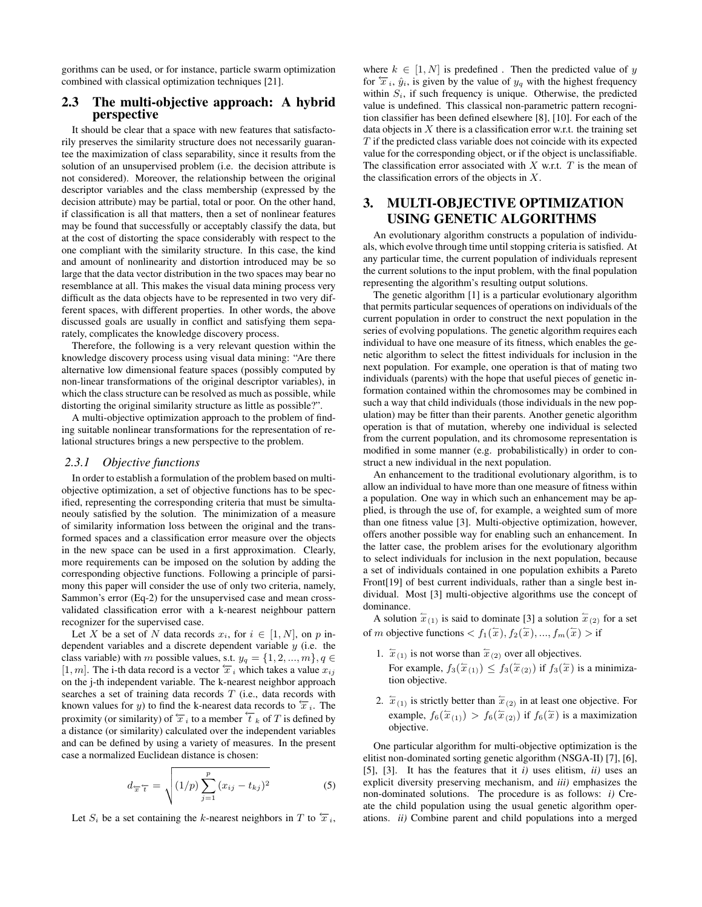gorithms can be used, or for instance, particle swarm optimization combined with classical optimization techniques [21].

## 2.3 The multi-objective approach: A hybrid perspective

It should be clear that a space with new features that satisfactorily preserves the similarity structure does not necessarily guarantee the maximization of class separability, since it results from the solution of an unsupervised problem (i.e. the decision attribute is not considered). Moreover, the relationship between the original descriptor variables and the class membership (expressed by the decision attribute) may be partial, total or poor. On the other hand, if classification is all that matters, then a set of nonlinear features may be found that successfully or acceptably classify the data, but at the cost of distorting the space considerably with respect to the one compliant with the similarity structure. In this case, the kind and amount of nonlinearity and distortion introduced may be so large that the data vector distribution in the two spaces may bear no resemblance at all. This makes the visual data mining process very difficult as the data objects have to be represented in two very different spaces, with different properties. In other words, the above discussed goals are usually in conflict and satisfying them separately, complicates the knowledge discovery process.

Therefore, the following is a very relevant question within the knowledge discovery process using visual data mining: "Are there alternative low dimensional feature spaces (possibly computed by non-linear transformations of the original descriptor variables), in which the class structure can be resolved as much as possible, while distorting the original similarity structure as little as possible?".

A multi-objective optimization approach to the problem of finding suitable nonlinear transformations for the representation of relational structures brings a new perspective to the problem.

### *2.3.1 Objective functions*

In order to establish a formulation of the problem based on multi-objective optimization, a set of objective functions has to be specified, representing the corresponding criteria that must be simultaneously satisfied by the solution. The minimization of a measure of similarity information loss between the original and the transformed spaces and a classification error measure over the objects in the new space can be used in a first approximation. Clearly, more requirements can be imposed on the solution by adding the corresponding objective functions. Following a principle of parsimony this paper will consider the use of only two criteria, namely, Sammon's error (Eq-2) for the unsupervised case and mean cross-validated classification error with a k-nearest neighbour pattern recognizer for the supervised case.

Let $X$ be a set of $N$ data records $x_i$, for $i \in [1, N]$, on $p$ independent variables and a discrete dependent variable $y$ (i.e. the class variable) with $m$ possible values, s.t. $y_q = \{1, 2, ..., m\}, q \in [1, m]$. The i-th data record is a vector $\overleftarrow{x}_i$ which takes a value $x_{ij}$ on the j-th independent variable. The k-nearest neighbor approach searches a set of training data records $T$ (i.e., data records with known values for $y$) to find the k-nearest data records to $\overleftarrow{x}_i$. The proximity (or similarity) of $\overleftarrow{x}_i$ to a member $\overleftarrow{t}_k$ of $T$ is defined by a distance (or similarity) calculated over the independent variables and can be defined by using a variety of measures. In the present case a normalized Euclidean distance is chosen:

$$d_{\overleftarrow{x}\overleftarrow{t}} = \sqrt{(1/p)\sum_{j=1}^{p}(x_{ij} - t_{kj})^2} \qquad (5)$$

Let $S_i$ be a set containing the $k$-nearest neighbors in $T$ to $\overleftarrow{x}_i$, where $k \in [1, N]$ is predefined . Then the predicted value of $y$ for $\overleftarrow{x}_i$, $\hat{y}_i$, is given by the value of $y_q$ with the highest frequency within $S_i$, if such frequency is unique. Otherwise, the predicted value is undefined. This classical non-parametric pattern recognition classifier has been defined elsewhere [8], [10]. For each of the data objects in $X$ there is a classification error w.r.t. the training set $T$ if the predicted class variable does not coincide with its expected value for the corresponding object, or if the object is unclassifiable. The classification error associated with $X$ w.r.t. $T$ is the mean of the classification errors of the objects in $X$.

# 3. MULTI-OBJECTIVE OPTIMIZATION USING GENETIC ALGORITHMS

An evolutionary algorithm constructs a population of individuals, which evolve through time until stopping criteria is satisfied. At any particular time, the current population of individuals represent the current solutions to the input problem, with the final population representing the algorithm's resulting output solutions.

The genetic algorithm [1] is a particular evolutionary algorithm that permits particular sequences of operations on individuals of the current population in order to construct the next population in the series of evolving populations. The genetic algorithm requires each individual to have one measure of its fitness, which enables the genetic algorithm to select the fittest individuals for inclusion in the next population. For example, one operation is that of mating two individuals (parents) with the hope that useful pieces of genetic information contained within the chromosomes may be combined in such a way that child individuals (those individuals in the new population) may be fitter than their parents. Another genetic algorithm operation is that of mutation, whereby one individual is selected from the current population, and its chromosome representation is modified in some manner (e.g. probabilistically) in order to construct a new individual in the next population.

An enhancement to the traditional evolutionary algorithm, is to allow an individual to have more than one measure of fitness within a population. One way in which such an enhancement may be applied, is through the use of, for example, a weighted sum of more than one fitness value [3]. Multi-objective optimization, however, offers another possible way for enabling such an enhancement. In the latter case, the problem arises for the evolutionary algorithm to select individuals for inclusion in the next population, because a set of individuals contained in one population exhibits a Pareto Front[19] of best current individuals, rather than a single best individual. Most [3] multi-objective algorithms use the concept of dominance.

A solution $\overleftarrow{x}_{(1)}$ is said to dominate [3] a solution $\overleftarrow{x}_{(2)}$ for a set of $m$ objective functions $< f_1(\overleftarrow{x}), f_2(\overleftarrow{x}), ..., f_m(\overleftarrow{x}) >$ if

1. $\overleftarrow{x}_{(1)}$ is not worse than $\overleftarrow{x}_{(2)}$ over all objectives.
   For example, $f_3(\overleftarrow{x}_{(1)}) \leq f_3(\overleftarrow{x}_{(2)})$ if $f_3(\overleftarrow{x})$ is a minimization objective.

2. $\overleftarrow{x}_{(1)}$ is strictly better than $\overleftarrow{x}_{(2)}$ in at least one objective. For example, $f_6(\overleftarrow{x}_{(1)}) > f_6(\overleftarrow{x}_{(2)})$ if $f_6(\overleftarrow{x})$ is a maximization objective.

One particular algorithm for multi-objective optimization is the elitist non-dominated sorting genetic algorithm (NSGA-II) [7], [6], [5], [3]. It has the features that it *i)* uses elitism, *ii)* uses an explicit diversity preserving mechanism, and *iii)* emphasizes the non-dominated solutions. The procedure is as follows: *i)* Create the child population using the usual genetic algorithm operations. *ii)* Combine parent and child populations into a merged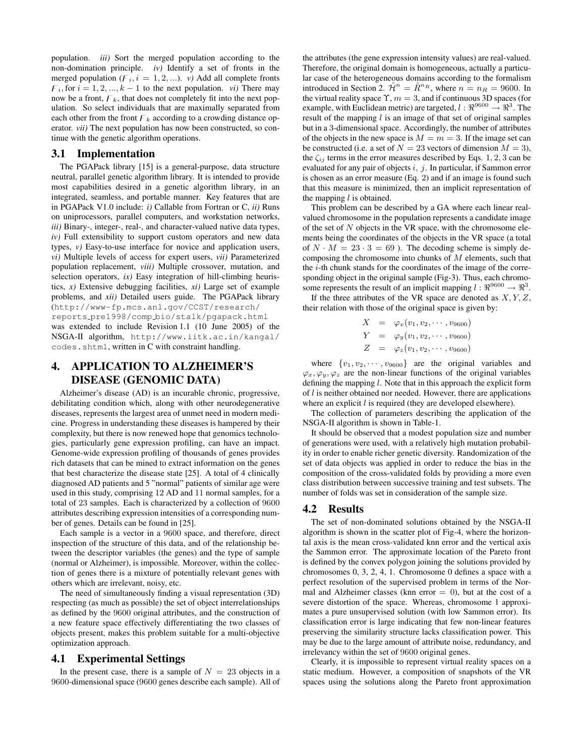population. *iii)* Sort the merged population according to the non-domination principle. *iv)* Identify a set of fronts in the merged population ($F_i, i = 1, 2, ...$). *v)* Add all complete fronts $F_i$, for $i = 1, 2, ..., k-1$ to the next population. *vi)* There may now be a front, $F_k$, that does not completely fit into the next population. So select individuals that are maximally separated from each other from the front $F_k$ according to a crowding distance operator. *vii)* The next population has now been constructed, so continue with the genetic algorithm operations.

## 3.1 Implementation

The PGAPack library [15] is a general-purpose, data structure neutral, parallel genetic algorithm library. It is intended to provide most capabilities desired in a genetic algorithm library, in an integrated, seamless, and portable manner. Key features that are in PGAPack V1.0 include: *i)* Callable from Fortran or C, *ii)* Runs on uniprocessors, parallel computers, and workstation networks, *iii)* Binary-, integer-, real-, and character-valued native data types, *iv)* Full extensibility to support custom operators and new data types, *v)* Easy-to-use interface for novice and application users, *vi)* Multiple levels of access for expert users, *vii)* Parameterized population replacement, *viii)* Multiple crossover, mutation, and selection operators, *ix)* Easy integration of hill-climbing heuristics, *x)* Extensive debugging facilities, *xi)* Large set of example problems, and *xii)* Detailed users guide. The PGAPack library (`http://www-fp.mcs.anl.gov/CCST/research/reports_pre1998/comp_bio/stalk/pgapack.html` was extended to include Revision 1.1 (10 June 2005) of the NSGA-II algorithm, `http://www.iitk.ac.in/kangal/codes.shtml`, written in C with constraint handling.

# 4. APPLICATION TO ALZHEIMER'S DISEASE (GENOMIC DATA)

Alzheimer's disease (AD) is an incurable chronic, progressive, debilitating condition which, along with other neurodegenerative diseases, represents the largest area of unmet need in modern medicine. Progress in understanding these diseases is hampered by their complexity, but there is now renewed hope that genomics technologies, particularly gene expression profiling, can have an impact. Genome-wide expression profiling of thousands of genes provides rich datasets that can be mined to extract information on the genes that best characterize the disease state [25]. A total of 4 clinically diagnosed AD patients and 5 "normal" patients of similar age were used in this study, comprising 12 AD and 11 normal samples, for a total of 23 samples. Each is characterized by a collection of 9600 attributes describing expression intensities of a corresponding number of genes. Details can be found in [25].

Each sample is a vector in a 9600 space, and therefore, direct inspection of the structure of this data, and of the relationship between the descriptor variables (the genes) and the type of sample (normal or Alzheimer), is impossible. Moreover, within the collection of genes there is a mixture of potentially relevant genes with others which are irrelevant, noisy, etc.

The need of simultaneously finding a visual representation (3D) respecting (as much as possible) the set of object interrelationships as defined by the 9600 original attributes, and the construction of a new feature space effectively differentiating the two classes of objects present, makes this problem suitable for a multi-objective optimization approach.

## 4.1 Experimental Settings

In the present case, there is a sample of $N = 23$ objects in a 9600-dimensional space (9600 genes describe each sample). All of the attributes (the gene expression intensity values) are real-valued. Therefore, the original domain is homogeneous, actually a particular case of the heterogeneous domains according to the formalism introduced in Section 2. $\hat{\mathcal{H}}^n = \hat{R}^{n_R}$, where $n = n_R = 9600$. In the virtual reality space $\Upsilon$, $m = 3$, and if continuous 3D spaces (for example, with Euclidean metric) are targeted, $l : \Re^{9600} \rightarrow \Re^3$. The result of the mapping $l$ is an image of that set of original samples but in a 3-dimensional space. Accordingly, the number of attributes of the objects in the new space is $M = m = 3$. If the image set can be constructed (i.e. a set of $N = 23$ vectors of dimension $M = 3$), the $\zeta_{ij}$ terms in the error measures described by Eqs. 1, 2, 3 can be evaluated for any pair of objects $i, j$. In particular, if Sammon error is chosen as an error measure (Eq. 2) and if an image is found such that this measure is minimized, then an implicit representation of the mapping $l$ is obtained.

This problem can be described by a GA where each linear real-valued chromosome in the population represents a candidate image of the set of $N$ objects in the VR space, with the chromosome elements being the coordinates of the objects in the VR space (a total of $N \cdot M = 23 \cdot 3 = 69$ ). The decoding scheme is simply decomposing the chromosome into chunks of $M$ elements, such that the $i$-th chunk stands for the coordinates of the image of the corresponding object in the original sample (Fig-3). Thus, each chromosome represents the result of an implicit mapping $l : \Re^{9600} \rightarrow \Re^3$.

If the three attributes of the VR space are denoted as $X, Y, Z$, their relation with those of the original space is given by:

$$
\begin{aligned}
X &= \varphi_x(v_1, v_2, \cdots, v_{9600}) \\
Y &= \varphi_y(v_1, v_2, \cdots, v_{9600}) \\
Z &= \varphi_z(v_1, v_2, \cdots, v_{9600})
\end{aligned}
$$

where $\{v_1, v_2, \cdots, v_{9600}\}$ are the original variables and $\varphi_x, \varphi_y, \varphi_z$ are the non-linear functions of the original variables defining the mapping $l$. Note that in this approach the explicit form of $l$ is neither obtained nor needed. However, there are applications where an explicit $l$ is required (they are developed elsewhere).

The collection of parameters describing the application of the NSGA-II algorithm is shown in Table-1.

It should be observed that a modest population size and number of generations were used, with a relatively high mutation probability in order to enable richer genetic diversity. Randomization of the set of data objects was applied in order to reduce the bias in the composition of the cross-validated folds by providing a more even class distribution between successive training and test subsets. The number of folds was set in consideration of the sample size.

## 4.2 Results

The set of non-dominated solutions obtained by the NSGA-II algorithm is shown in the scatter plot of Fig-4, where the horizontal axis is the mean cross-validated knn error and the vertical axis the Sammon error. The approximate location of the Pareto front is defined by the convex polygon joining the solutions provided by chromosomes 0, 3, 2, 4, 1. Chromosome 0 defines a space with a perfect resolution of the supervised problem in terms of the Normal and Alzheimer classes (knn error = 0), but at the cost of a severe distortion of the space. Whereas, chromosome 1 approximates a pure unsupervised solution (with low Sammon error). Its classification error is large indicating that few non-linear features preserving the similarity structure lacks classification power. This may be due to the large amount of attribute noise, redundancy, and irrelevancy within the set of 9600 original genes.

Clearly, it is impossible to represent virtual reality spaces on a static medium. However, a composition of snapshots of the VR spaces using the solutions along the Pareto front approximation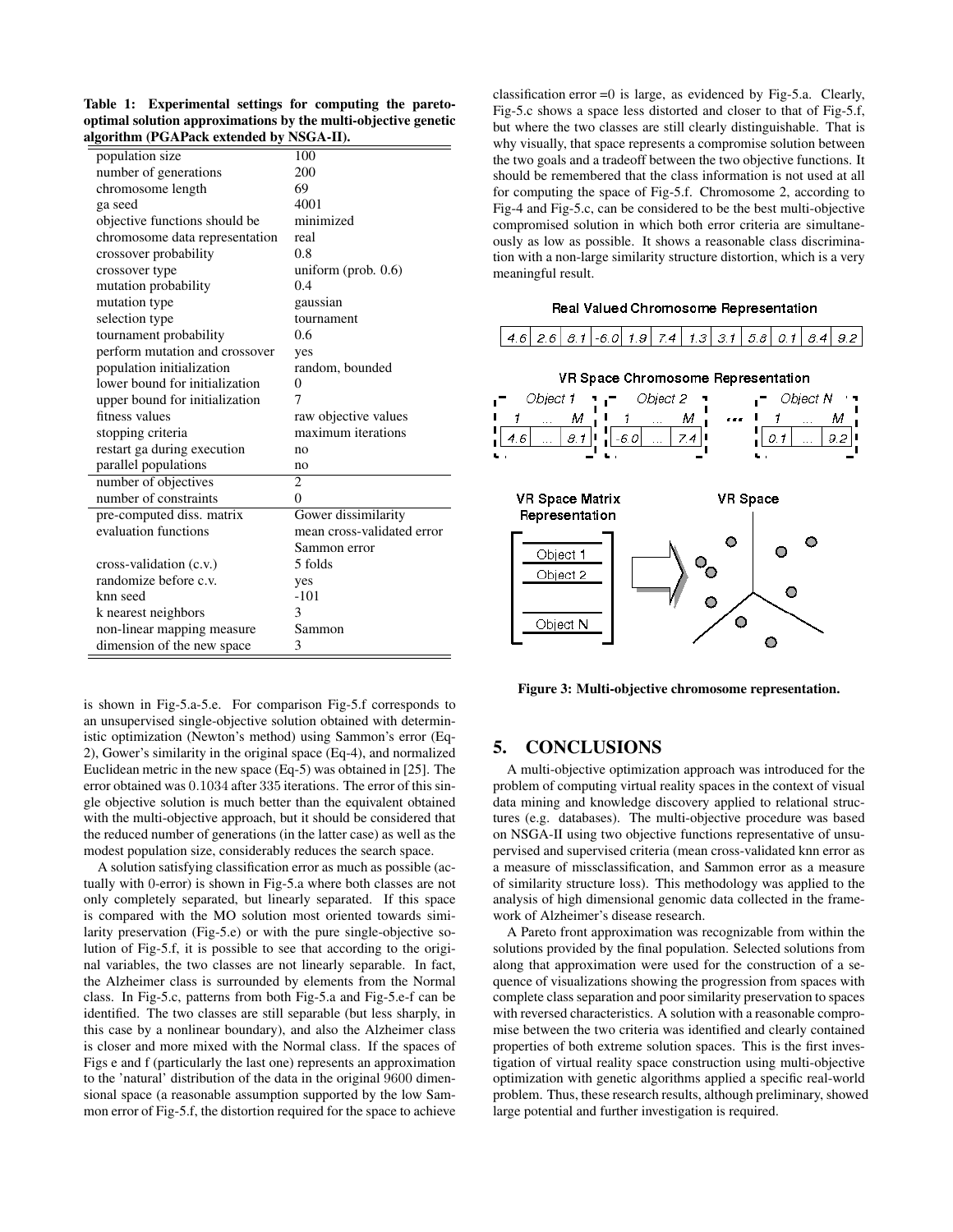**Table 1: Experimental settings for computing the pareto-optimal solution approximations by the multi-objective genetic algorithm (PGAPack extended by NSGA-II).**

| | |
|---|---|
| population size | 100 |
| number of generations | 200 |
| chromosome length | 69 |
| ga seed | 4001 |
| objective functions should be | minimized |
| chromosome data representation | real |
| crossover probability | 0.8 |
| crossover type | uniform (prob. 0.6) |
| mutation probability | 0.4 |
| mutation type | gaussian |
| selection type | tournament |
| tournament probability | 0.6 |
| perform mutation and crossover | yes |
| population initialization | random, bounded |
| lower bound for initialization | 0 |
| upper bound for initialization | 7 |
| fitness values | raw objective values |
| stopping criteria | maximum iterations |
| restart ga during execution | no |
| parallel populations | no |
| number of objectives | 2 |
| number of constraints | 0 |
| pre-computed diss. matrix | Gower dissimilarity |
| evaluation functions | mean cross-validated error |
| | Sammon error |
| cross-validation (c.v.) | 5 folds |
| randomize before c.v. | yes |
| knn seed | -101 |
| k nearest neighbors | 3 |
| non-linear mapping measure | Sammon |
| dimension of the new space | 3 |

is shown in Fig-5.a-5.e. For comparison Fig-5.f corresponds to an unsupervised single-objective solution obtained with deterministic optimization (Newton's method) using Sammon's error (Eq-2), Gower's similarity in the original space (Eq-4), and normalized Euclidean metric in the new space (Eq-5) was obtained in [25]. The error obtained was $0.1034$ after $335$ iterations. The error of this single objective solution is much better than the equivalent obtained with the multi-objective approach, but it should be considered that the reduced number of generations (in the latter case) as well as the modest population size, considerably reduces the search space.

A solution satisfying classification error as much as possible (actually with 0-error) is shown in Fig-5.a where both classes are not only completely separated, but linearly separated. If this space is compared with the MO solution most oriented towards similarity preservation (Fig-5.e) or with the pure single-objective solution of Fig-5.f, it is possible to see that according to the original variables, the two classes are not linearly separable. In fact, the Alzheimer class is surrounded by elements from the Normal class. In Fig-5.c, patterns from both Fig-5.a and Fig-5.e-f can be identified. The two classes are still separable (but less sharply, in this case by a nonlinear boundary), and also the Alzheimer class is closer and more mixed with the Normal class. If the spaces of Figs e and f (particularly the last one) represents an approximation to the 'natural' distribution of the data in the original 9600 dimensional space (a reasonable assumption supported by the low Sammon error of Fig-5.f, the distortion required for the space to achieve classification error =0 is large, as evidenced by Fig-5.a. Clearly, Fig-5.c shows a space less distorted and closer to that of Fig-5.f, but where the two classes are still clearly distinguishable. That is why visually, that space represents a compromise solution between the two goals and a tradeoff between the two objective functions. It should be remembered that the class information is not used at all for computing the space of Fig-5.f. Chromosome 2, according to Fig-4 and Fig-5.c, can be considered to be the best multi-objective compromised solution in which both error criteria are simultaneously as low as possible. It shows a reasonable class discrimination with a non-large similarity structure distortion, which is a very meaningful result.

Real Valued Chromosome Representation

| 4.6 | 2.6 | 8.1 | -6.0 | 1.9 | 7.4 | 1.3 | 3.1 | 5.8 | 0.1 | 8.4 | 9.2 |
|---|---|---|---|---|---|---|---|---|---|---|---|

VR Space Chromosome Representation

Object 1: 1 ... M (4.6 ... 8.1); Object 2: 1 ... M (-6.0 ... 7.4); ... Object N: 1 ... M (0.1 ... 9.2)

VR Space Matrix Representation: Object 1, Object 2, ..., Object N → VR Space

**Figure 3: Multi-objective chromosome representation.**

## 5. CONCLUSIONS

A multi-objective optimization approach was introduced for the problem of computing virtual reality spaces in the context of visual data mining and knowledge discovery applied to relational structures (e.g. databases). The multi-objective procedure was based on NSGA-II using two objective functions representative of unsupervised and supervised criteria (mean cross-validated knn error as a measure of missclassification, and Sammon error as a measure of similarity structure loss). This methodology was applied to the analysis of high dimensional genomic data collected in the framework of Alzheimer's disease research.

A Pareto front approximation was recognizable from within the solutions provided by the final population. Selected solutions from along that approximation were used for the construction of a sequence of visualizations showing the progression from spaces with complete class separation and poor similarity preservation to spaces with reversed characteristics. A solution with a reasonable compromise between the two criteria was identified and clearly contained properties of both extreme solution spaces. This is the first investigation of virtual reality space construction using multi-objective optimization with genetic algorithms applied a specific real-world problem. Thus, these research results, although preliminary, showed large potential and further investigation is required.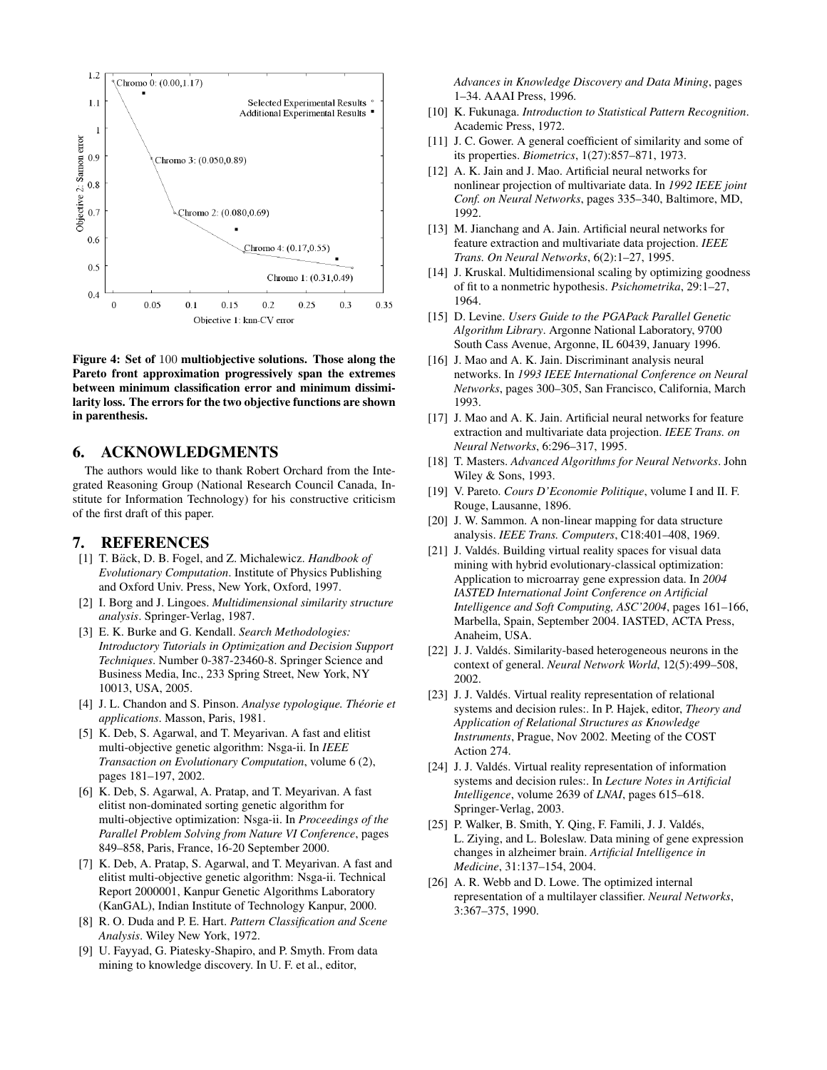Figure 4: Set of 100 multiobjective solutions. Those along the Pareto front approximation progressively span the extremes between minimum classification error and minimum dissimilarity loss. The errors for the two objective functions are shown in parenthesis.

## 6. ACKNOWLEDGMENTS

The authors would like to thank Robert Orchard from the Integrated Reasoning Group (National Research Council Canada, Institute for Information Technology) for his constructive criticism of the first draft of this paper.

## 7. REFERENCES

[1] T. Bäck, D. B. Fogel, and Z. Michalewicz. *Handbook of Evolutionary Computation*. Institute of Physics Publishing and Oxford Univ. Press, New York, Oxford, 1997.

[2] I. Borg and J. Lingoes. *Multidimensional similarity structure analysis*. Springer-Verlag, 1987.

[3] E. K. Burke and G. Kendall. *Search Methodologies: Introductory Tutorials in Optimization and Decision Support Techniques*. Number 0-387-23460-8. Springer Science and Business Media, Inc., 233 Spring Street, New York, NY 10013, USA, 2005.

[4] J. L. Chandon and S. Pinson. *Analyse typologique. Théorie et applications*. Masson, Paris, 1981.

[5] K. Deb, S. Agarwal, and T. Meyarivan. A fast and elitist multi-objective genetic algorithm: Nsga-ii. In *IEEE Transaction on Evolutionary Computation*, volume 6 (2), pages 181–197, 2002.

[6] K. Deb, S. Agarwal, A. Pratap, and T. Meyarivan. A fast elitist non-dominated sorting genetic algorithm for multi-objective optimization: Nsga-ii. In *Proceedings of the Parallel Problem Solving from Nature VI Conference*, pages 849–858, Paris, France, 16-20 September 2000.

[7] K. Deb, A. Pratap, S. Agarwal, and T. Meyarivan. A fast and elitist multi-objective genetic algorithm: Nsga-ii. Technical Report 2000001, Kanpur Genetic Algorithms Laboratory (KanGAL), Indian Institute of Technology Kanpur, 2000.

[8] R. O. Duda and P. E. Hart. *Pattern Classification and Scene Analysis*. Wiley New York, 1972.

[9] U. Fayyad, G. Piatesky-Shapiro, and P. Smyth. From data mining to knowledge discovery. In U. F. et al., editor, *Advances in Knowledge Discovery and Data Mining*, pages 1–34. AAAI Press, 1996.

[10] K. Fukunaga. *Introduction to Statistical Pattern Recognition*. Academic Press, 1972.

[11] J. C. Gower. A general coefficient of similarity and some of its properties. *Biometrics*, 1(27):857–871, 1973.

[12] A. K. Jain and J. Mao. Artificial neural networks for nonlinear projection of multivariate data. In *1992 IEEE joint Conf. on Neural Networks*, pages 335–340, Baltimore, MD, 1992.

[13] M. Jianchang and A. Jain. Artificial neural networks for feature extraction and multivariate data projection. *IEEE Trans. On Neural Networks*, 6(2):1–27, 1995.

[14] J. Kruskal. Multidimensional scaling by optimizing goodness of fit to a nonmetric hypothesis. *Psichometrika*, 29:1–27, 1964.

[15] D. Levine. *Users Guide to the PGAPack Parallel Genetic Algorithm Library*. Argonne National Laboratory, 9700 South Cass Avenue, Argonne, IL 60439, January 1996.

[16] J. Mao and A. K. Jain. Discriminant analysis neural networks. In *1993 IEEE International Conference on Neural Networks*, pages 300–305, San Francisco, California, March 1993.

[17] J. Mao and A. K. Jain. Artificial neural networks for feature extraction and multivariate data projection. *IEEE Trans. on Neural Networks*, 6:296–317, 1995.

[18] T. Masters. *Advanced Algorithms for Neural Networks*. John Wiley & Sons, 1993.

[19] V. Pareto. *Cours D'Economie Politique*, volume I and II. F. Rouge, Lausanne, 1896.

[20] J. W. Sammon. A non-linear mapping for data structure analysis. *IEEE Trans. Computers*, C18:401–408, 1969.

[21] J. Valdés. Building virtual reality spaces for visual data mining with hybrid evolutionary-classical optimization: Application to microarray gene expression data. In *2004 IASTED International Joint Conference on Artificial Intelligence and Soft Computing, ASC'2004*, pages 161–166, Marbella, Spain, September 2004. IASTED, ACTA Press, Anaheim, USA.

[22] J. J. Valdés. Similarity-based heterogeneous neurons in the context of general. *Neural Network World*, 12(5):499–508, 2002.

[23] J. J. Valdés. Virtual reality representation of relational systems and decision rules:. In P. Hajek, editor, *Theory and Application of Relational Structures as Knowledge Instruments*, Prague, Nov 2002. Meeting of the COST Action 274.

[24] J. J. Valdés. Virtual reality representation of information systems and decision rules:. In *Lecture Notes in Artificial Intelligence*, volume 2639 of *LNAI*, pages 615–618. Springer-Verlag, 2003.

[25] P. Walker, B. Smith, Y. Qing, F. Famili, J. J. Valdés, L. Ziying, and L. Boleslaw. Data mining of gene expression changes in alzheimer brain. *Artificial Intelligence in Medicine*, 31:137–154, 2004.

[26] A. R. Webb and D. Lowe. The optimized internal representation of a multilayer classifier. *Neural Networks*, 3:367–375, 1990.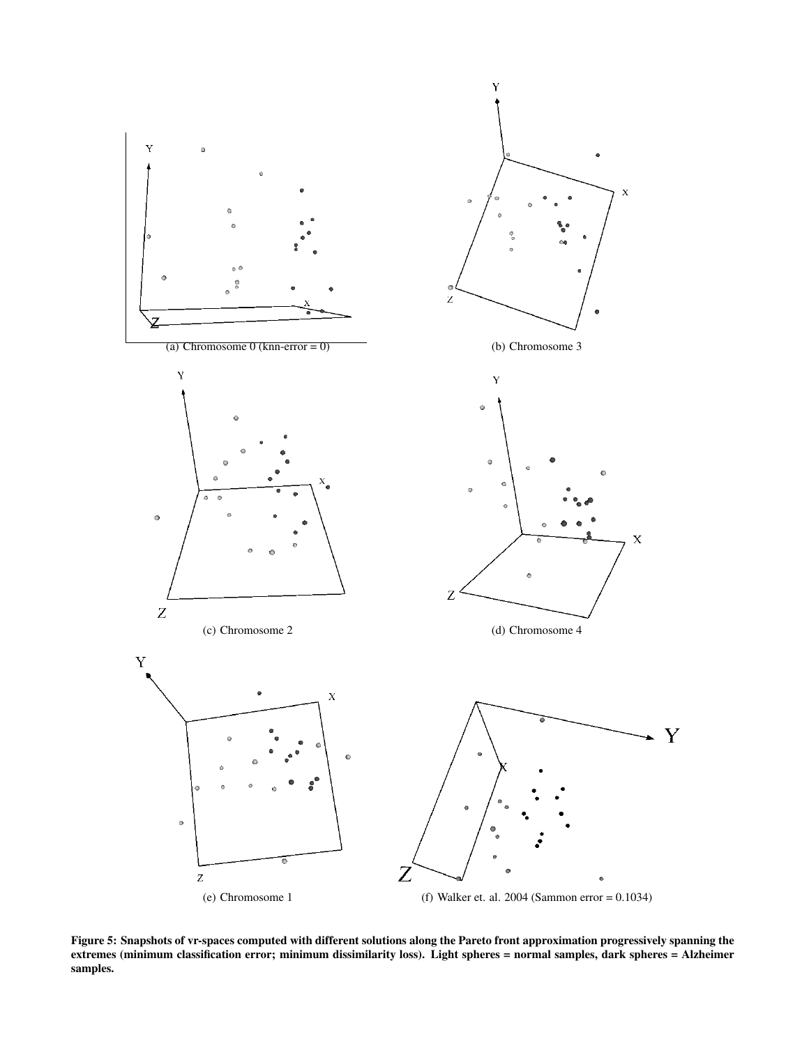Y

Z

X

(a) Chromosome 0 (knn-error = 0)

Y

X

Z

(b) Chromosome 3

Y

X

Z

(c) Chromosome 2

Y

X

Z

(d) Chromosome 4

Y

X

Z

(e) Chromosome 1

Y

X

Z

(f) Walker et. al. 2004 (Sammon error = 0.1034)

**Figure 5: Snapshots of vr-spaces computed with different solutions along the Pareto front approximation progressively spanning the extremes (minimum classification error; minimum dissimilarity loss). Light spheres = normal samples, dark spheres = Alzheimer samples.**